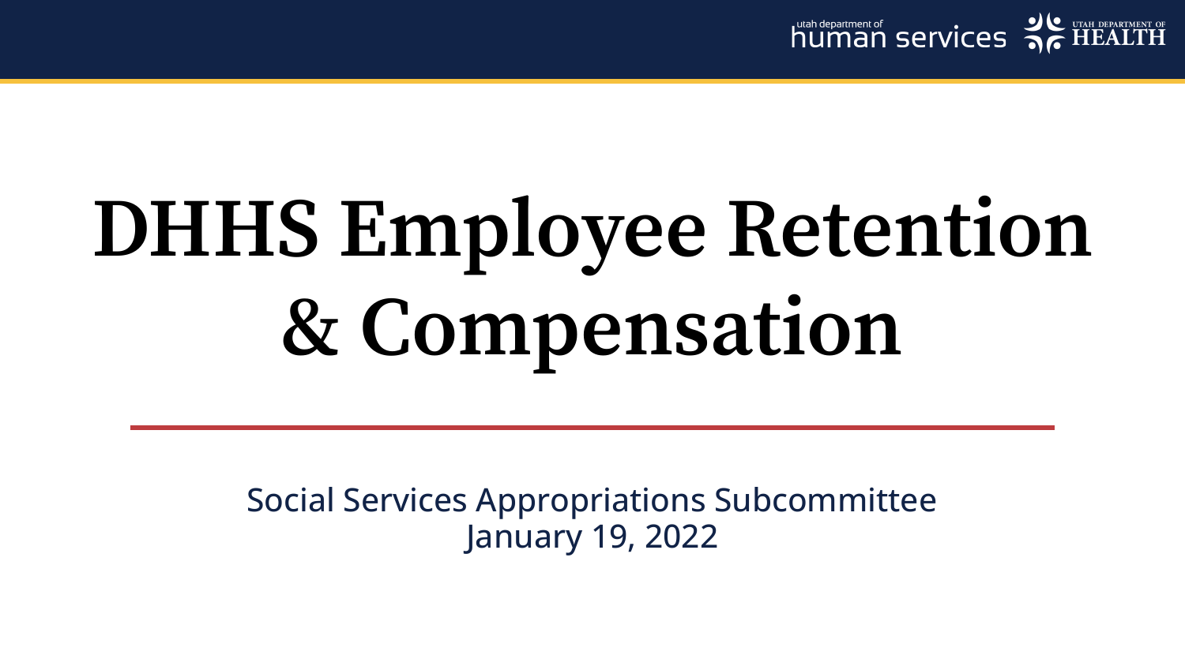utah department of human services | UTAH DEPARTMENT OF HEALTH

# DHHS Employee Retention & Compensation

Social Services Appropriations Subcommittee
January 19, 2022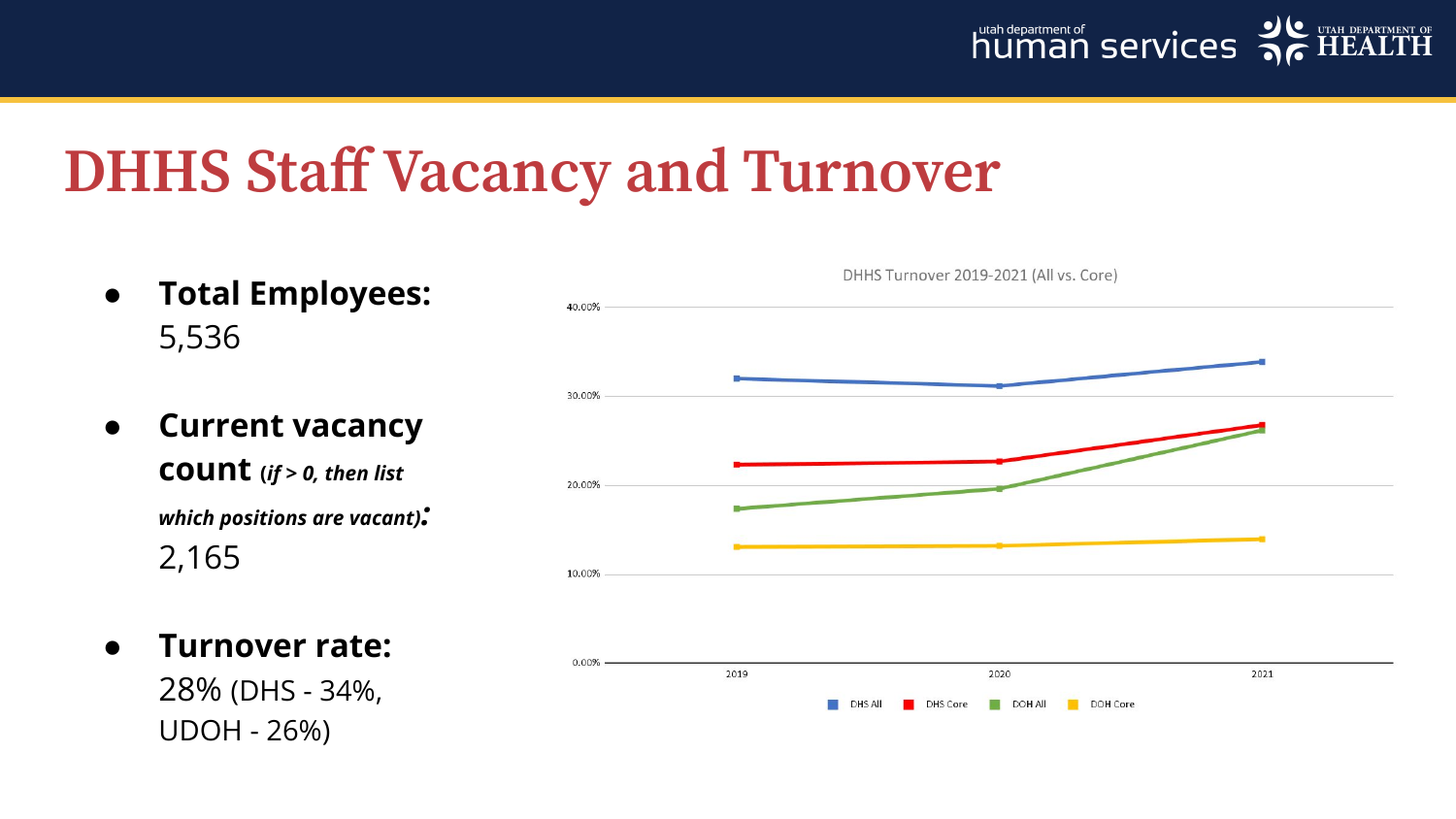# DHHS Staff Vacancy and Turnover

- **Total Employees:** 5,536
- **Current vacancy count** ***(if > 0, then list which positions are vacant):*** 2,165
- **Turnover rate:** 28% (DHS - 34%, UDOH - 26%)

DHHS Turnover 2019-2021 (All vs. Core)

40.00%

30.00%

20.00%

10.00%

0.00%

2019 2020 2021

DHS All DHS Core DOH All DOH Core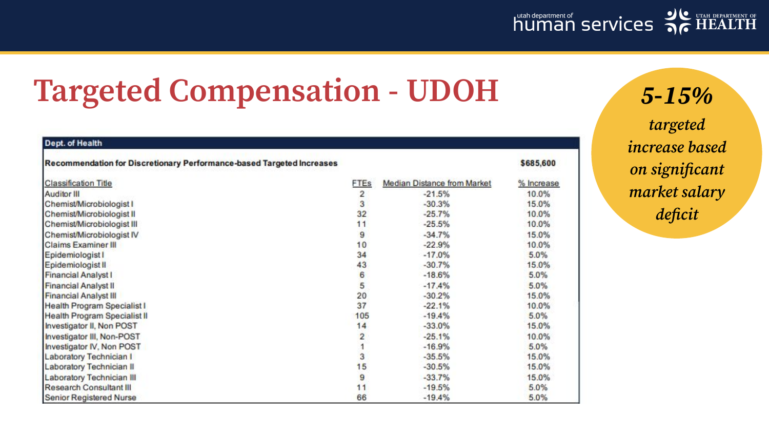# Targeted Compensation - UDOH

**Dept. of Health**

**Recommendation for Discretionary Performance-based Targeted Increases** — **$685,600**

| Classification Title | FTEs | Median Distance from Market | % Increase |
|---|---|---|---|
| Auditor III | 2 | -21.5% | 10.0% |
| Chemist/Microbiologist I | 3 | -30.3% | 15.0% |
| Chemist/Microbiologist II | 32 | -25.7% | 10.0% |
| Chemist/Microbiologist III | 11 | -25.5% | 10.0% |
| Chemist/Microbiologist IV | 9 | -34.7% | 15.0% |
| Claims Examiner III | 10 | -22.9% | 10.0% |
| Epidemiologist I | 34 | -17.0% | 5.0% |
| Epidemiologist II | 43 | -30.7% | 15.0% |
| Financial Analyst I | 6 | -18.6% | 5.0% |
| Financial Analyst II | 5 | -17.4% | 5.0% |
| Financial Analyst III | 20 | -30.2% | 15.0% |
| Health Program Specialist I | 37 | -22.1% | 10.0% |
| Health Program Specialist II | 105 | -19.4% | 5.0% |
| Investigator II, Non POST | 14 | -33.0% | 15.0% |
| Investigator III, Non-POST | 2 | -25.1% | 10.0% |
| Investigator IV, Non POST | 1 | -16.9% | 5.0% |
| Laboratory Technician I | 3 | -35.5% | 15.0% |
| Laboratory Technician II | 15 | -30.5% | 15.0% |
| Laboratory Technician III | 9 | -33.7% | 15.0% |
| Research Consultant III | 11 | -19.5% | 5.0% |
| Senior Registered Nurse | 66 | -19.4% | 5.0% |

***5-15%***

*targeted increase based on significant market salary deficit*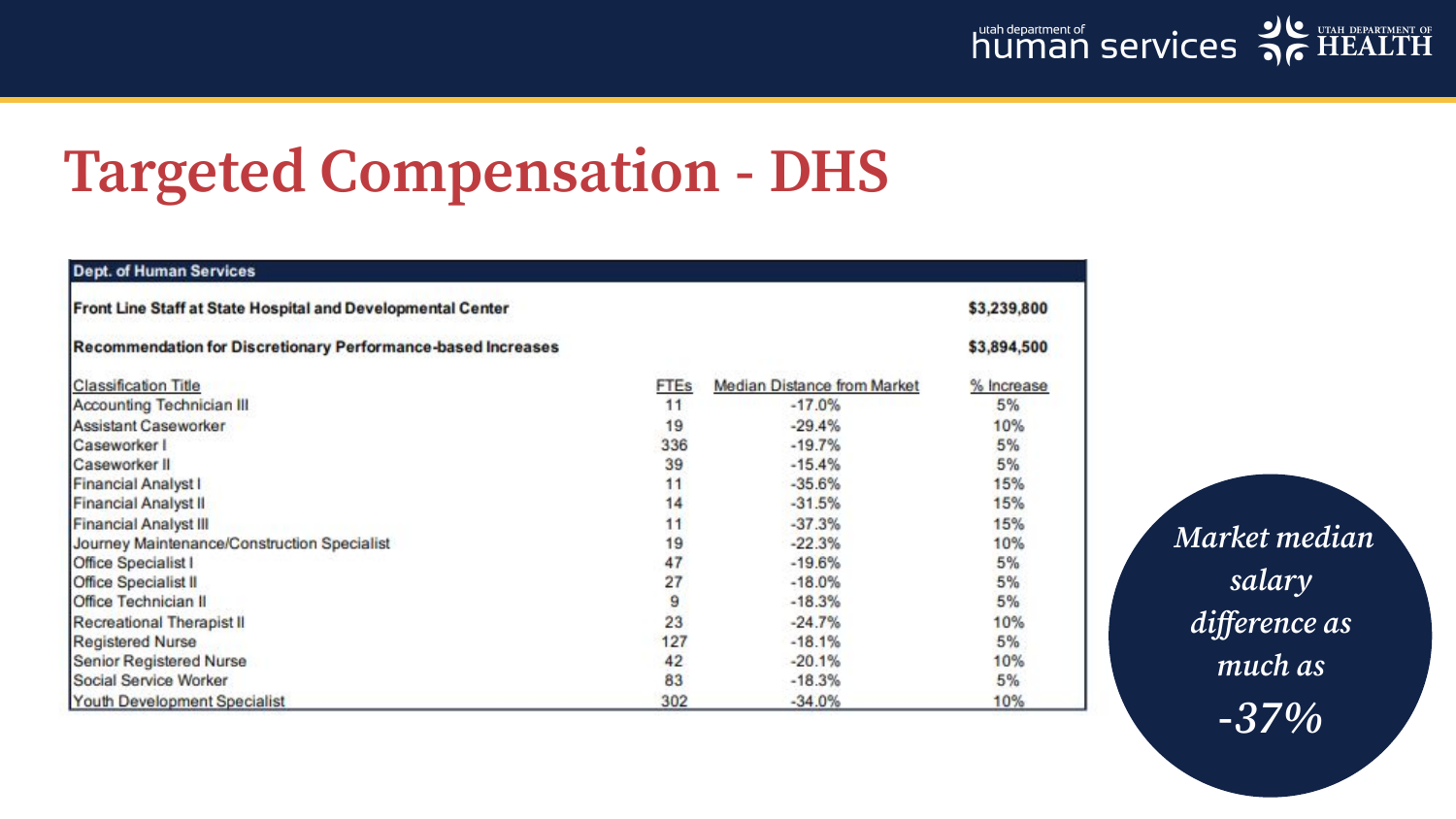# Targeted Compensation - DHS

| Dept. of Human Services | | | |
|---|---|---|---|
| **Front Line Staff at State Hospital and Developmental Center** | | | **$3,239,800** |
| **Recommendation for Discretionary Performance-based Increases** | | | **$3,894,500** |
| Classification Title | FTEs | Median Distance from Market | % Increase |
| Accounting Technician III | 11 | -17.0% | 5% |
| Assistant Caseworker | 19 | -29.4% | 10% |
| Caseworker I | 336 | -19.7% | 5% |
| Caseworker II | 39 | -15.4% | 5% |
| Financial Analyst I | 11 | -35.6% | 15% |
| Financial Analyst II | 14 | -31.5% | 15% |
| Financial Analyst III | 11 | -37.3% | 15% |
| Journey Maintenance/Construction Specialist | 19 | -22.3% | 10% |
| Office Specialist I | 47 | -19.6% | 5% |
| Office Specialist II | 27 | -18.0% | 5% |
| Office Technician II | 9 | -18.3% | 5% |
| Recreational Therapist II | 23 | -24.7% | 10% |
| Registered Nurse | 127 | -18.1% | 5% |
| Senior Registered Nurse | 42 | -20.1% | 10% |
| Social Service Worker | 83 | -18.3% | 5% |
| Youth Development Specialist | 302 | -34.0% | 10% |

*Market median salary difference as much as -37%*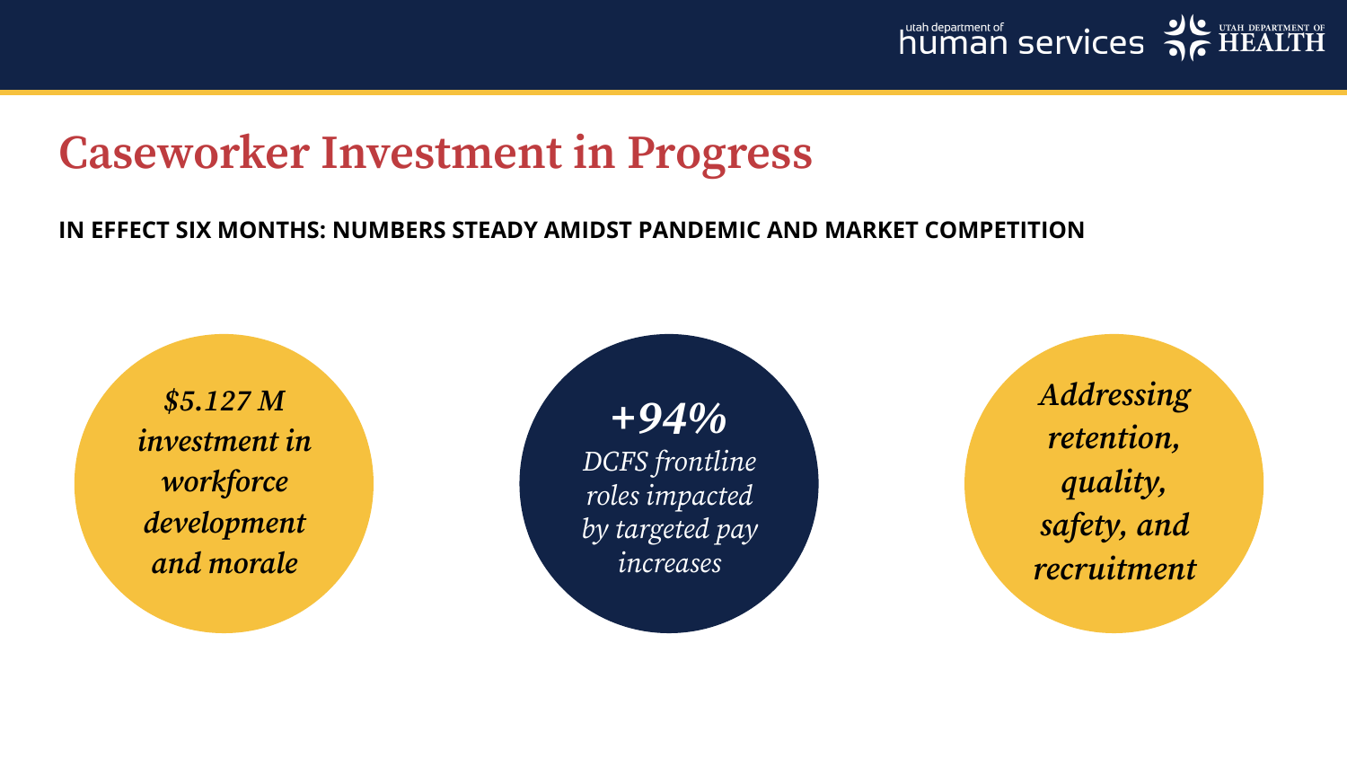# Caseworker Investment in Progress

**IN EFFECT SIX MONTHS: NUMBERS STEADY AMIDST PANDEMIC AND MARKET COMPETITION**

***$5.127 M investment in workforce development and morale***

***+94%*** *DCFS frontline roles impacted by targeted pay increases*

***Addressing retention, quality, safety, and recruitment***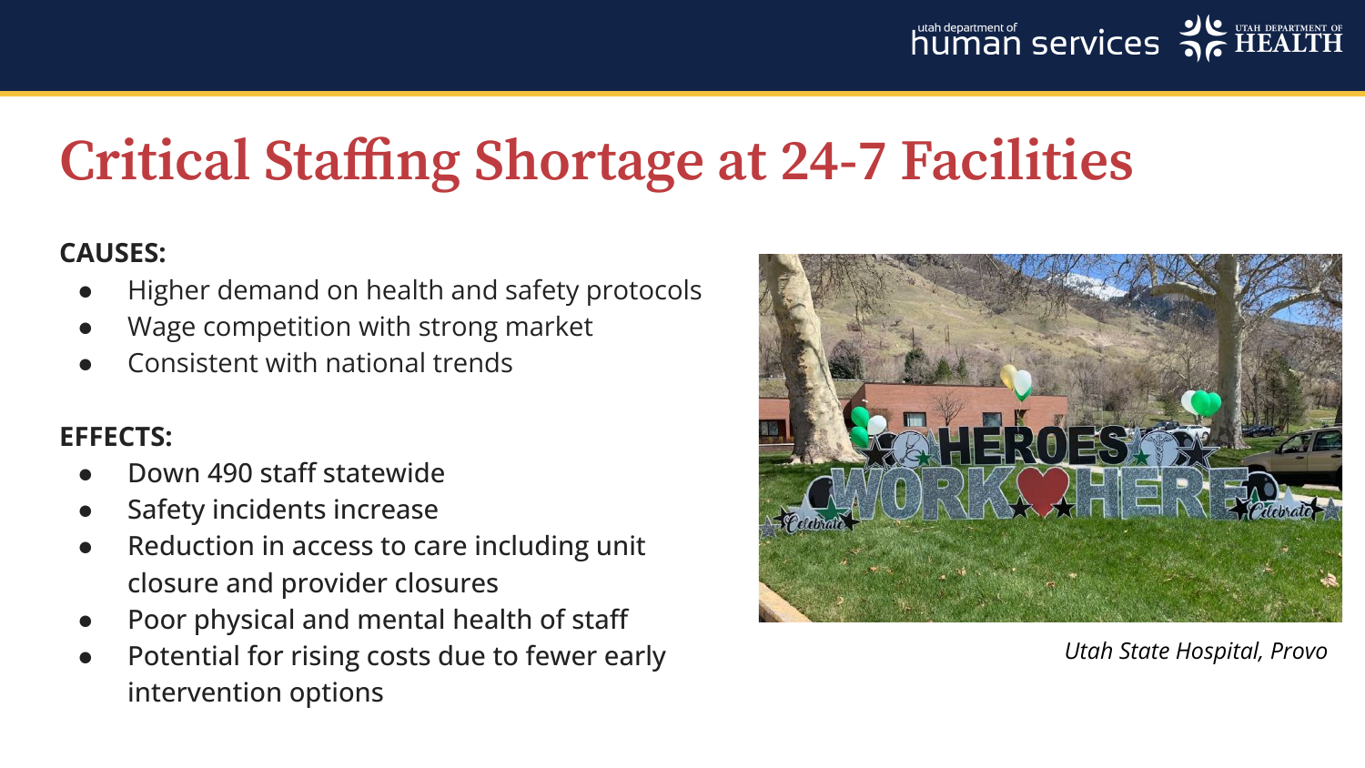# Critical Staffing Shortage at 24-7 Facilities

**CAUSES:**

- Higher demand on health and safety protocols
- Wage competition with strong market
- Consistent with national trends

**EFFECTS:**

- Down 490 staff statewide
- Safety incidents increase
- Reduction in access to care including unit closure and provider closures
- Poor physical and mental health of staff
- Potential for rising costs due to fewer early intervention options

*Utah State Hospital, Provo*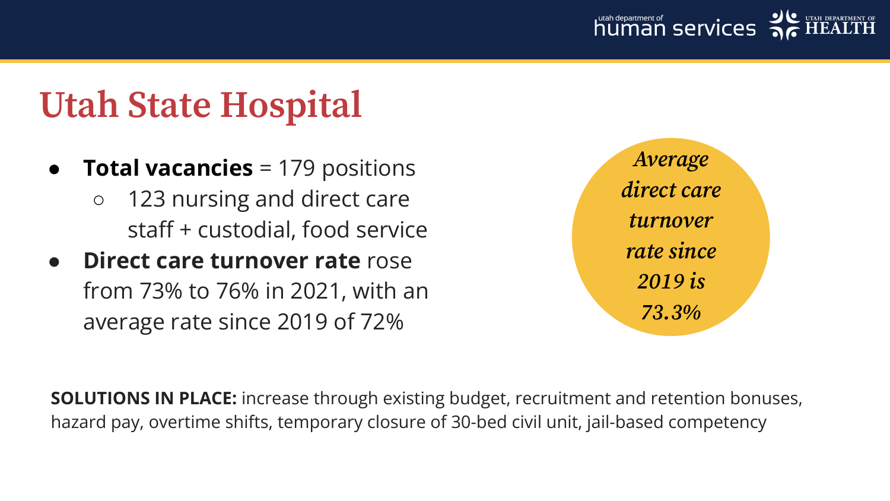# Utah State Hospital

- **Total vacancies** = 179 positions
  - 123 nursing and direct care staff + custodial, food service
- **Direct care turnover rate** rose from 73% to 76% in 2021, with an average rate since 2019 of 72%

*Average direct care turnover rate since 2019 is 73.3%*

**SOLUTIONS IN PLACE:** increase through existing budget, recruitment and retention bonuses, hazard pay, overtime shifts, temporary closure of 30-bed civil unit, jail-based competency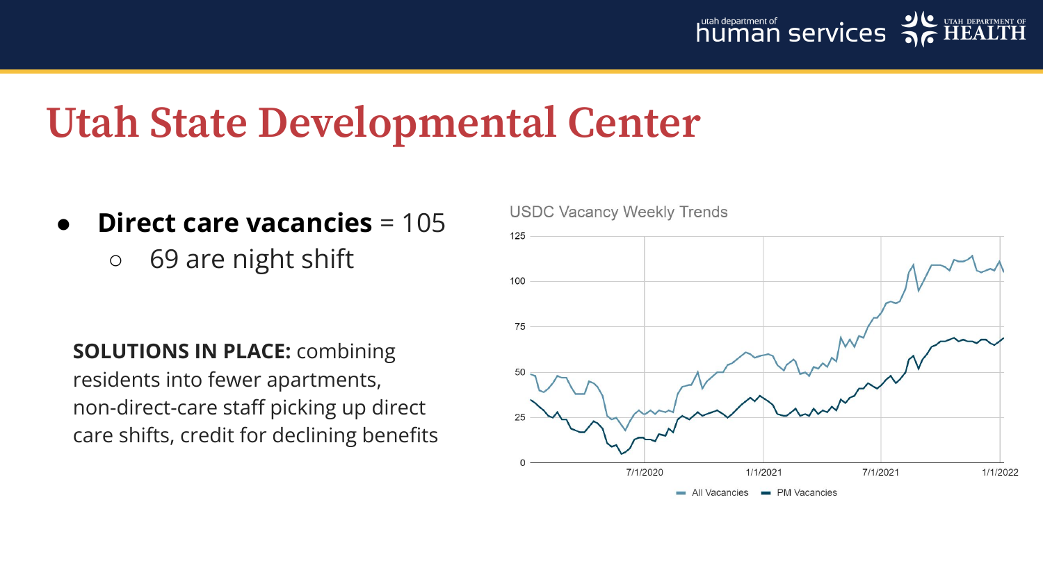# Utah State Developmental Center

- **Direct care vacancies** = 105
  - 69 are night shift

**SOLUTIONS IN PLACE:** combining residents into fewer apartments, non-direct-care staff picking up direct care shifts, credit for declining benefits

USDC Vacancy Weekly Trends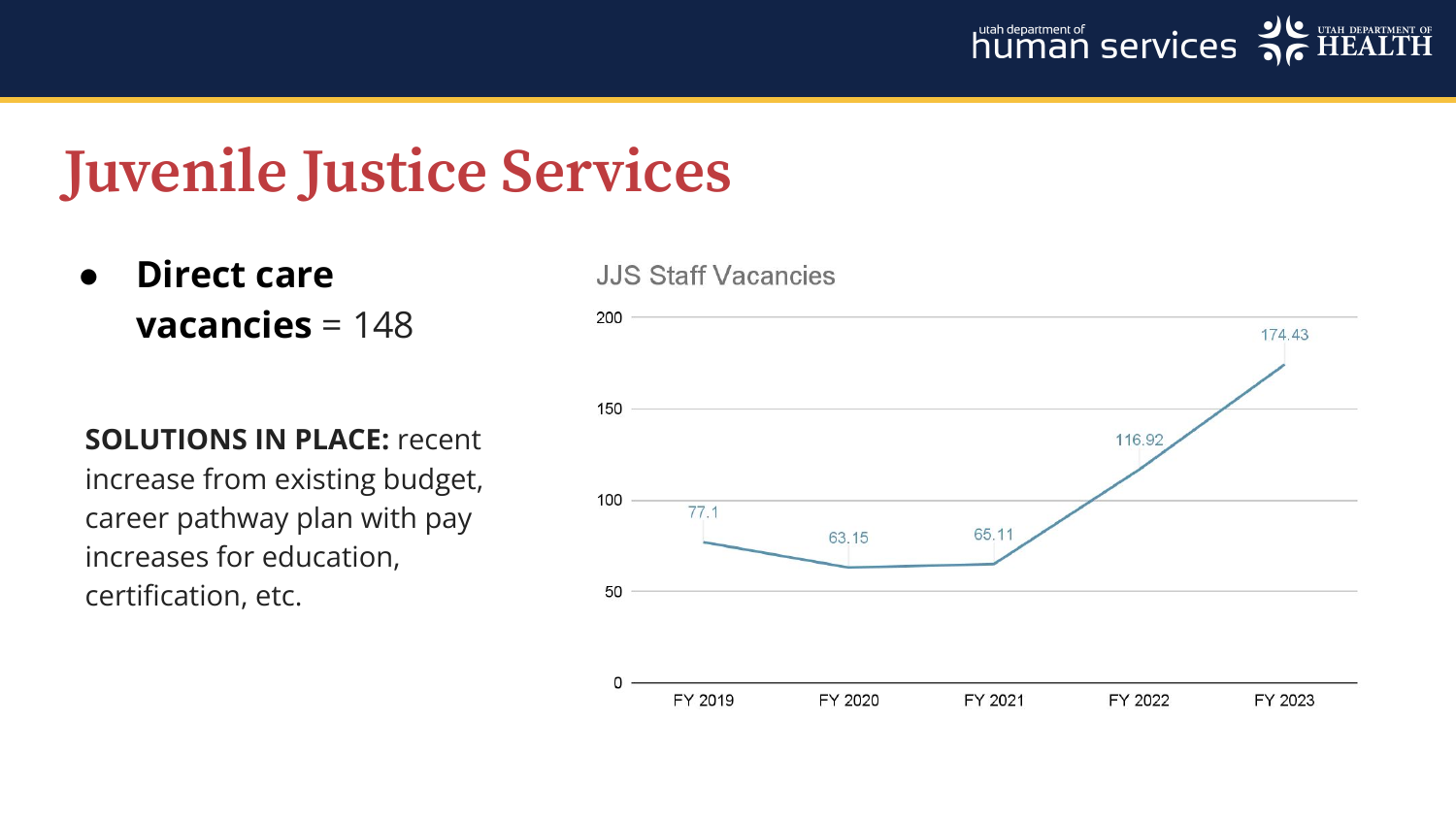# Juvenile Justice Services

- **Direct care vacancies** = 148

**SOLUTIONS IN PLACE:** recent increase from existing budget, career pathway plan with pay increases for education, certification, etc.

JJS Staff Vacancies

| | FY 2019 | FY 2020 | FY 2021 | FY 2022 | FY 2023 |
|---|---|---|---|---|---|
| JJS Staff Vacancies | 77.1 | 63.15 | 65.11 | 116.92 | 174.43 |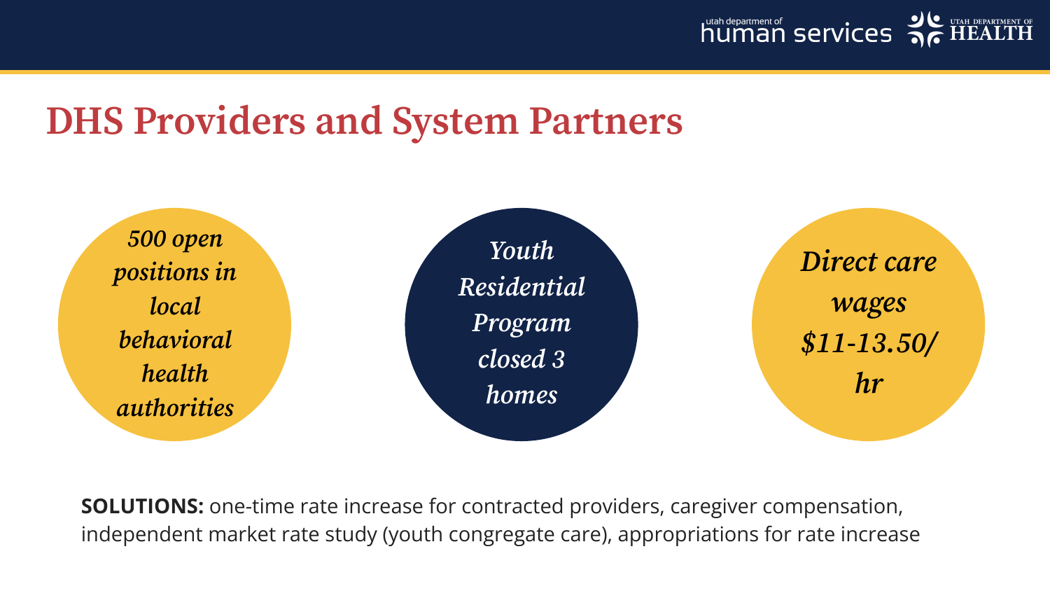# DHS Providers and System Partners

*500 open positions in local behavioral health authorities*

*Youth Residential Program closed 3 homes*

*Direct care wages $11-13.50/ hr*

**SOLUTIONS:** one-time rate increase for contracted providers, caregiver compensation, independent market rate study (youth congregate care), appropriations for rate increase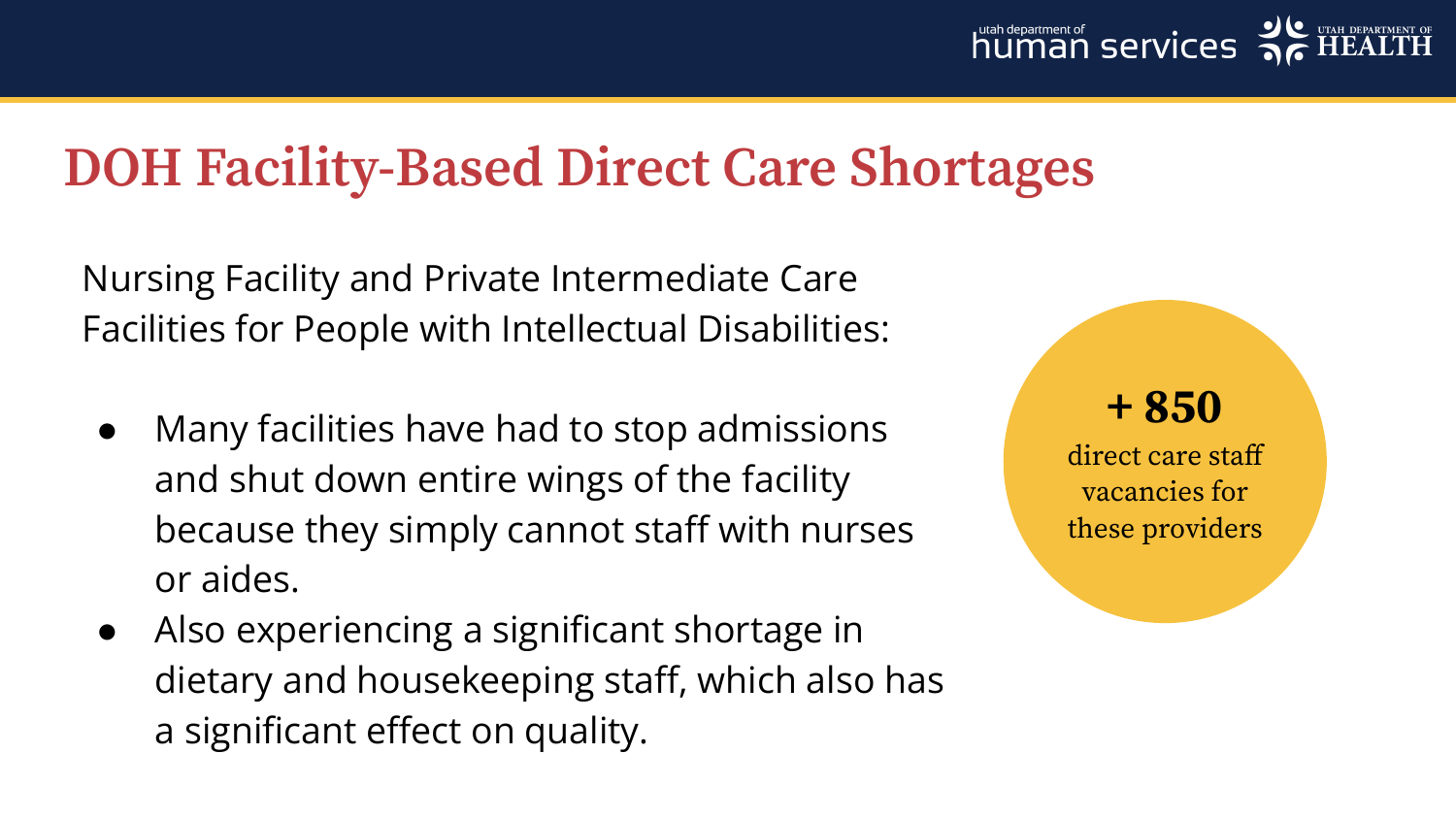# DOH Facility-Based Direct Care Shortages

Nursing Facility and Private Intermediate Care Facilities for People with Intellectual Disabilities:

- Many facilities have had to stop admissions and shut down entire wings of the facility because they simply cannot staff with nurses or aides.
- Also experiencing a significant shortage in dietary and housekeeping staff, which also has a significant effect on quality.

**+ 850**

direct care staff vacancies for these providers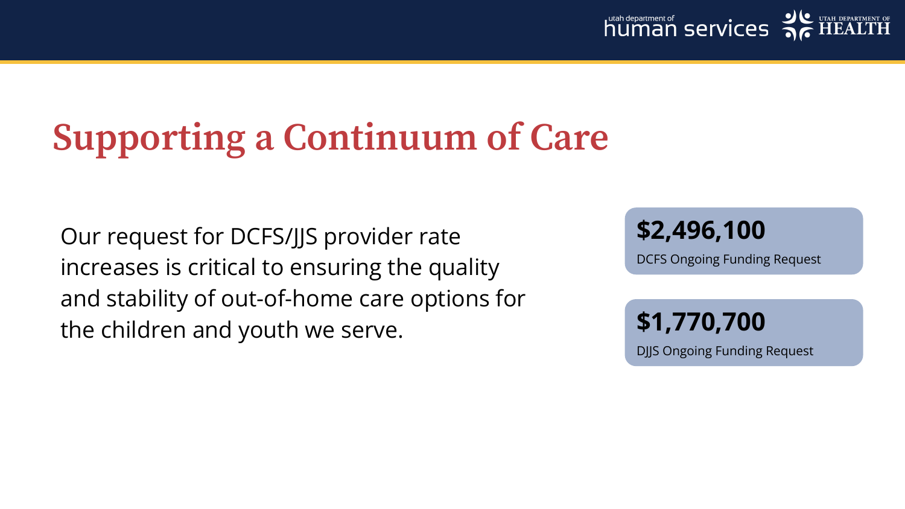# Supporting a Continuum of Care

Our request for DCFS/JJS provider rate increases is critical to ensuring the quality and stability of out-of-home care options for the children and youth we serve.

**$2,496,100**

DCFS Ongoing Funding Request

**$1,770,700**

DJJS Ongoing Funding Request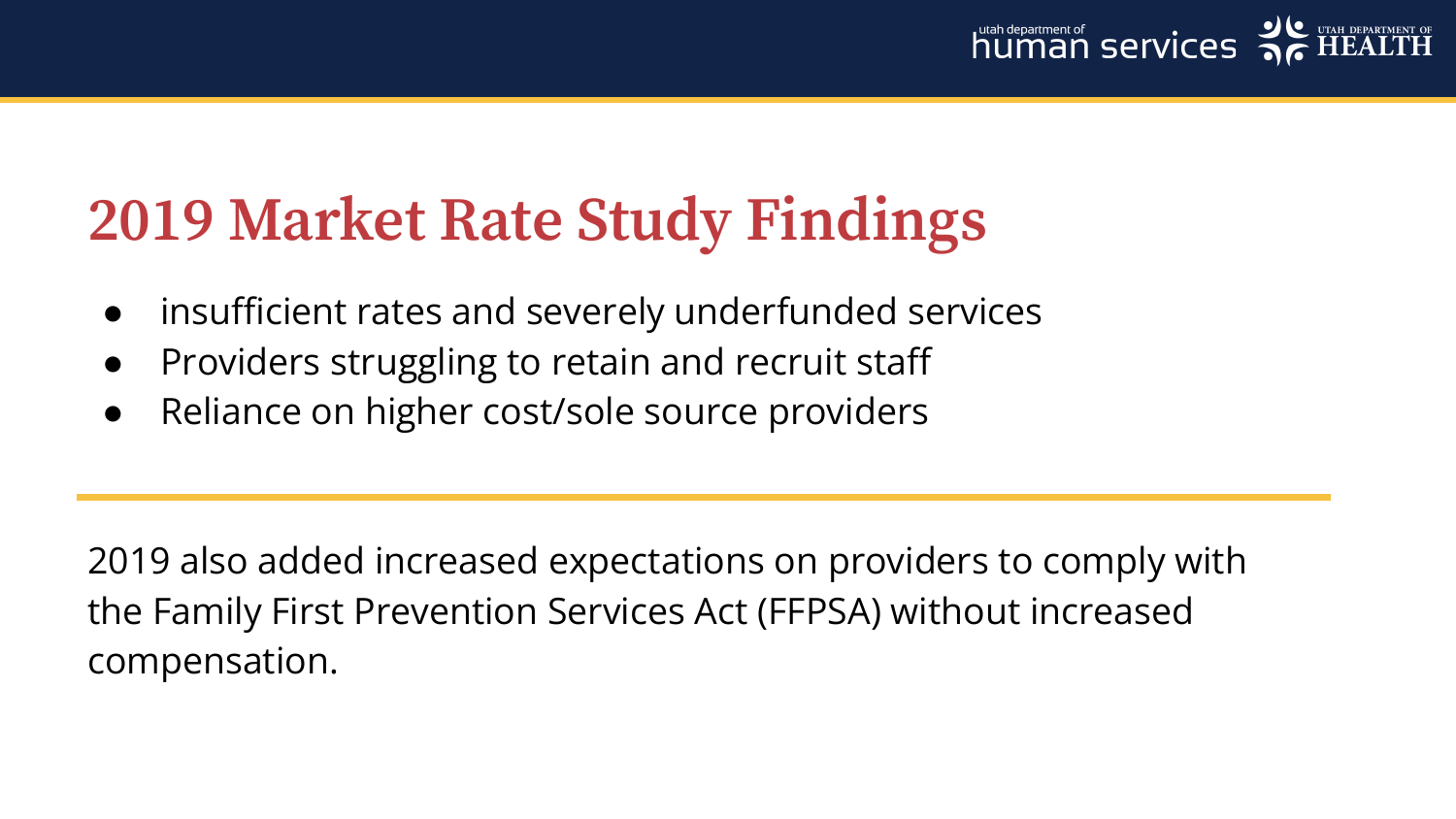# 2019 Market Rate Study Findings

- insufficient rates and severely underfunded services
- Providers struggling to retain and recruit staff
- Reliance on higher cost/sole source providers

---

2019 also added increased expectations on providers to comply with the Family First Prevention Services Act (FFPSA) without increased compensation.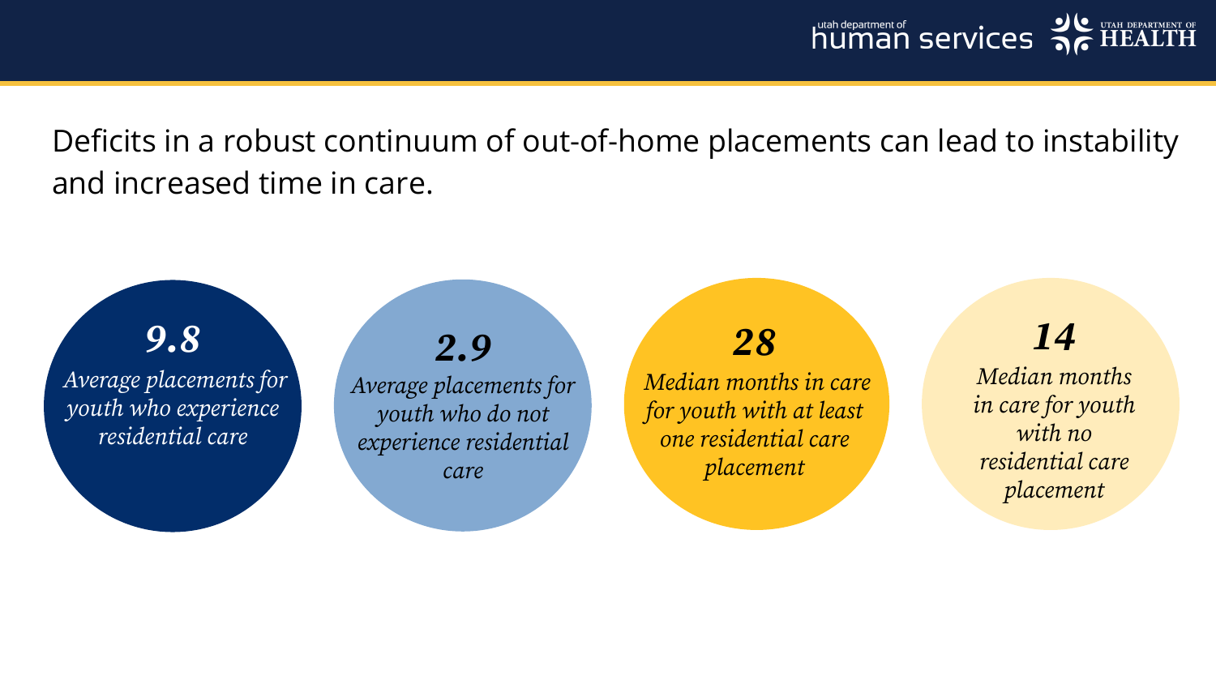Deficits in a robust continuum of out-of-home placements can lead to instability and increased time in care.

***9.8***
*Average placements for youth who experience residential care*

***2.9***
*Average placements for youth who do not experience residential care*

***28***
*Median months in care for youth with at least one residential care placement*

***14***
*Median months in care for youth with no residential care placement*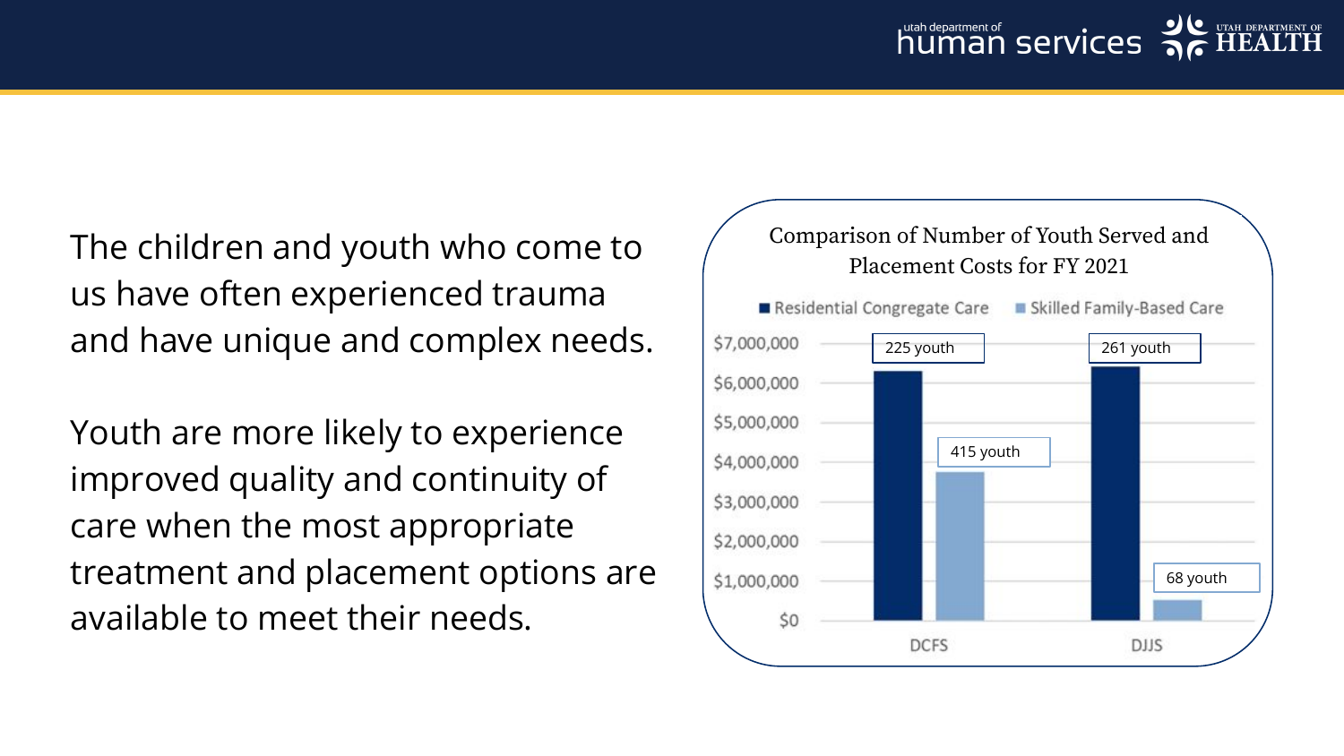The children and youth who come to us have often experienced trauma and have unique and complex needs.

Youth are more likely to experience improved quality and continuity of care when the most appropriate treatment and placement options are available to meet their needs.

**Comparison of Number of Youth Served and Placement Costs for FY 2021**

Legend: Residential Congregate Care; Skilled Family-Based Care

| | Residential Congregate Care | Skilled Family-Based Care |
|---|---|---|
| DCFS | 225 youth | 415 youth |
| DJJS | 261 youth | 68 youth |

Y-axis: $0, $1,000,000, $2,000,000, $3,000,000, $4,000,000, $5,000,000, $6,000,000, $7,000,000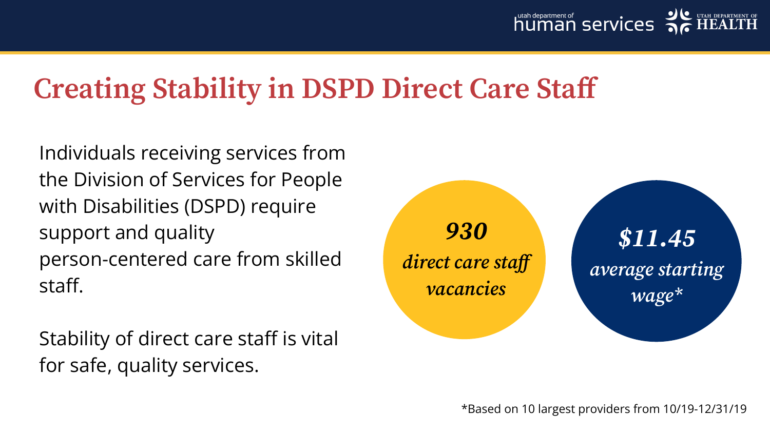# Creating Stability in DSPD Direct Care Staff

Individuals receiving services from the Division of Services for People with Disabilities (DSPD) require support and quality person-centered care from skilled staff.

Stability of direct care staff is vital for safe, quality services.

***930***
*direct care staff vacancies*

***$11.45***
*average starting wage**

*Based on 10 largest providers from 10/19-12/31/19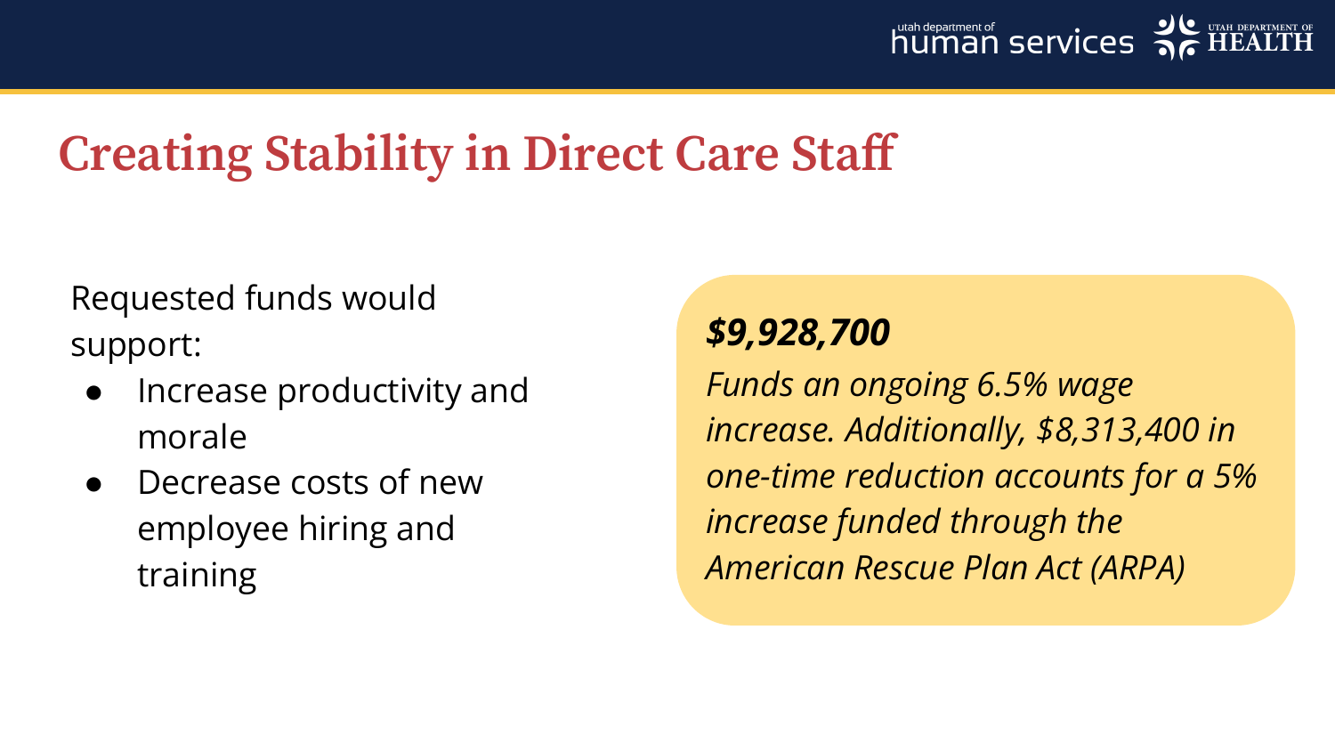# Creating Stability in Direct Care Staff

Requested funds would support:

- Increase productivity and morale
- Decrease costs of new employee hiring and training

***$9,928,700***

*Funds an ongoing 6.5% wage increase. Additionally, $8,313,400 in one-time reduction accounts for a 5% increase funded through the American Rescue Plan Act (ARPA)*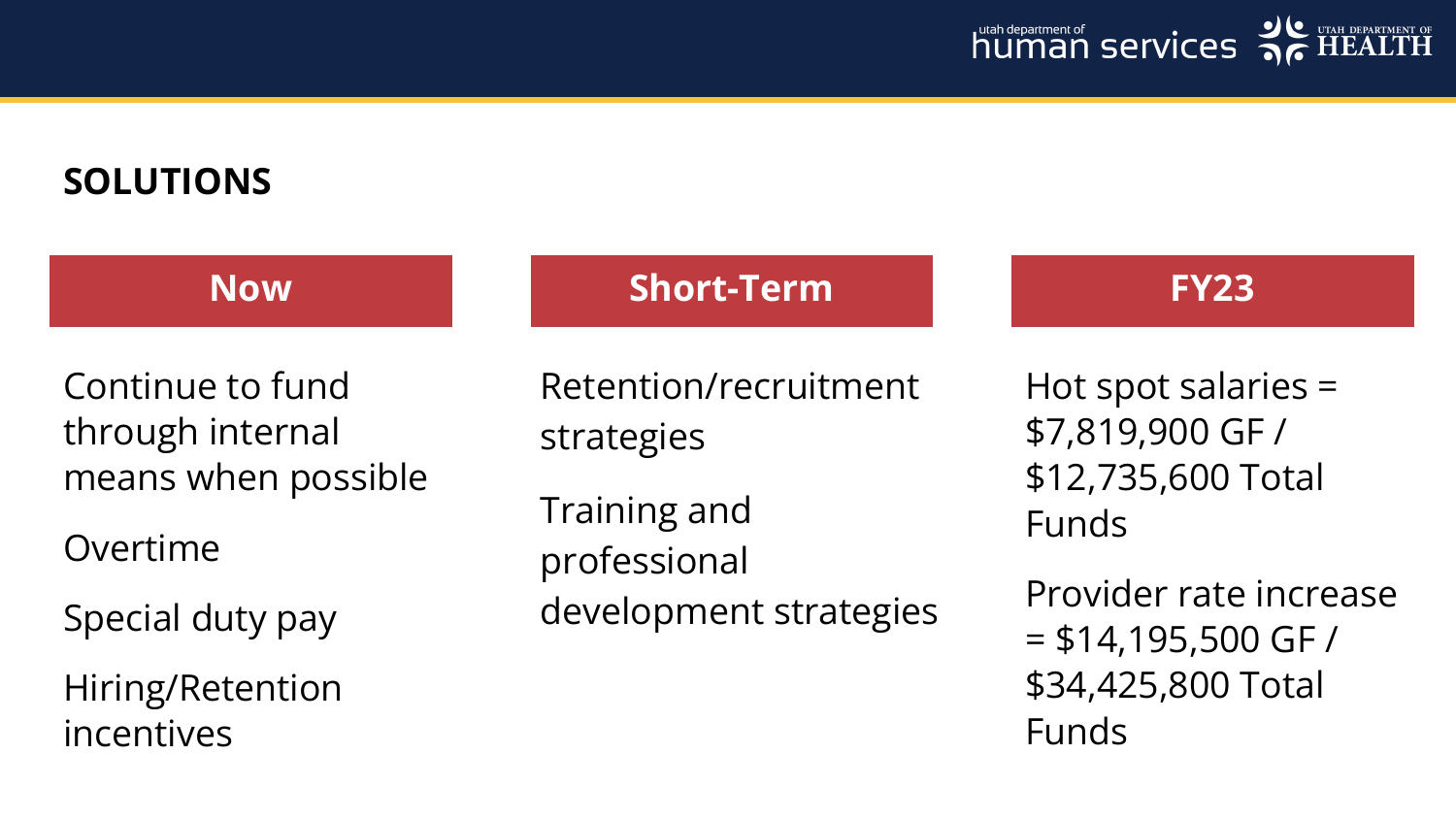## SOLUTIONS

### Now

Continue to fund through internal means when possible

Overtime

Special duty pay

Hiring/Retention incentives

### Short-Term

Retention/recruitment strategies

Training and professional development strategies

### FY23

Hot spot salaries = $7,819,900 GF / $12,735,600 Total Funds

Provider rate increase = $14,195,500 GF / $34,425,800 Total Funds